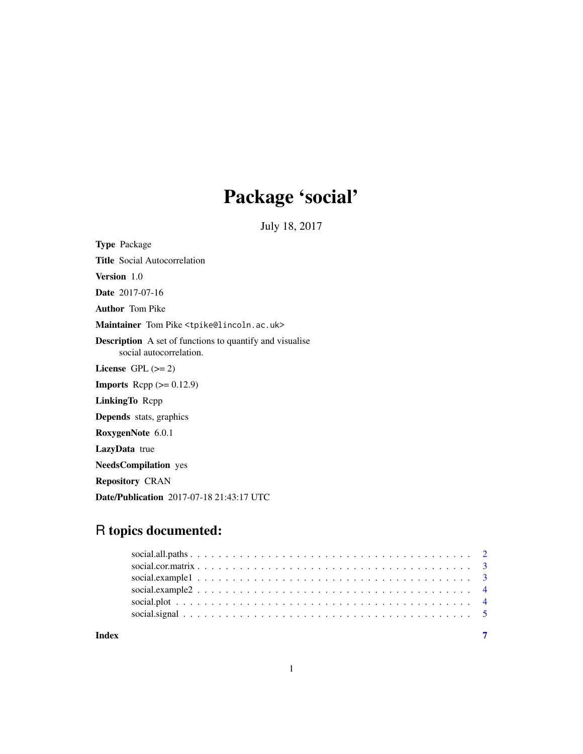# Package 'social'

July 18, 2017

**Type** Package

**Title** Social Autocorrelation

**Version** 1.0

**Date** 2017-07-16

**Author** Tom Pike

**Maintainer** Tom Pike <tpike@lincoln.ac.uk>

**Description** A set of functions to quantify and visualise social autocorrelation.

**License** GPL (>= 2)

**Imports** Rcpp (>= 0.12.9)

**LinkingTo** Rcpp

**Depends** stats, graphics

**RoxygenNote** 6.0.1

**LazyData** true

**NeedsCompilation** yes

**Repository** CRAN

**Date/Publication** 2017-07-18 21:43:17 UTC

## R topics documented:

social.all.paths . . . . . . . . . . . . . . . . . . . . . . . . . . . . . . . . . . . . . . . . 2
social.cor.matrix . . . . . . . . . . . . . . . . . . . . . . . . . . . . . . . . . . . . . . . . 3
social.example1 . . . . . . . . . . . . . . . . . . . . . . . . . . . . . . . . . . . . . . . . 3
social.example2 . . . . . . . . . . . . . . . . . . . . . . . . . . . . . . . . . . . . . . . . 4
social.plot . . . . . . . . . . . . . . . . . . . . . . . . . . . . . . . . . . . . . . . . . . . 4
social.signal . . . . . . . . . . . . . . . . . . . . . . . . . . . . . . . . . . . . . . . . . . 5

**Index** **7**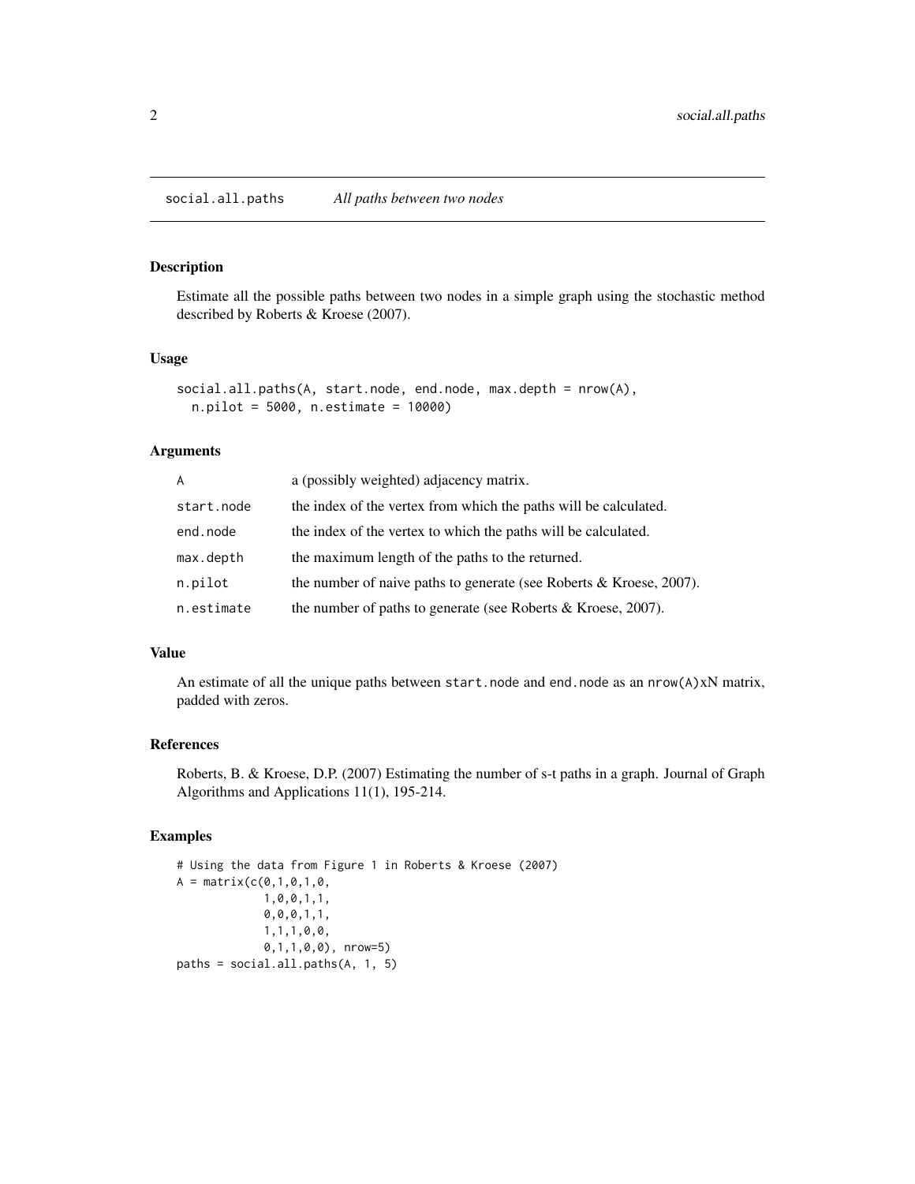## social.all.paths — *All paths between two nodes*

### Description

Estimate all the possible paths between two nodes in a simple graph using the stochastic method described by Roberts & Kroese (2007).

### Usage

```
social.all.paths(A, start.node, end.node, max.depth = nrow(A),
  n.pilot = 5000, n.estimate = 10000)
```

### Arguments

| | |
|---|---|
| A | a (possibly weighted) adjacency matrix. |
| start.node | the index of the vertex from which the paths will be calculated. |
| end.node | the index of the vertex to which the paths will be calculated. |
| max.depth | the maximum length of the paths to the returned. |
| n.pilot | the number of naive paths to generate (see Roberts & Kroese, 2007). |
| n.estimate | the number of paths to generate (see Roberts & Kroese, 2007). |

### Value

An estimate of all the unique paths between `start.node` and `end.node` as an `nrow(A)`xN matrix, padded with zeros.

### References

Roberts, B. & Kroese, D.P. (2007) Estimating the number of s-t paths in a graph. Journal of Graph Algorithms and Applications 11(1), 195-214.

### Examples

```
# Using the data from Figure 1 in Roberts & Kroese (2007)
A = matrix(c(0,1,0,1,0,
             1,0,0,1,1,
             0,0,0,1,1,
             1,1,1,0,0,
             0,1,1,0,0), nrow=5)
paths = social.all.paths(A, 1, 5)
```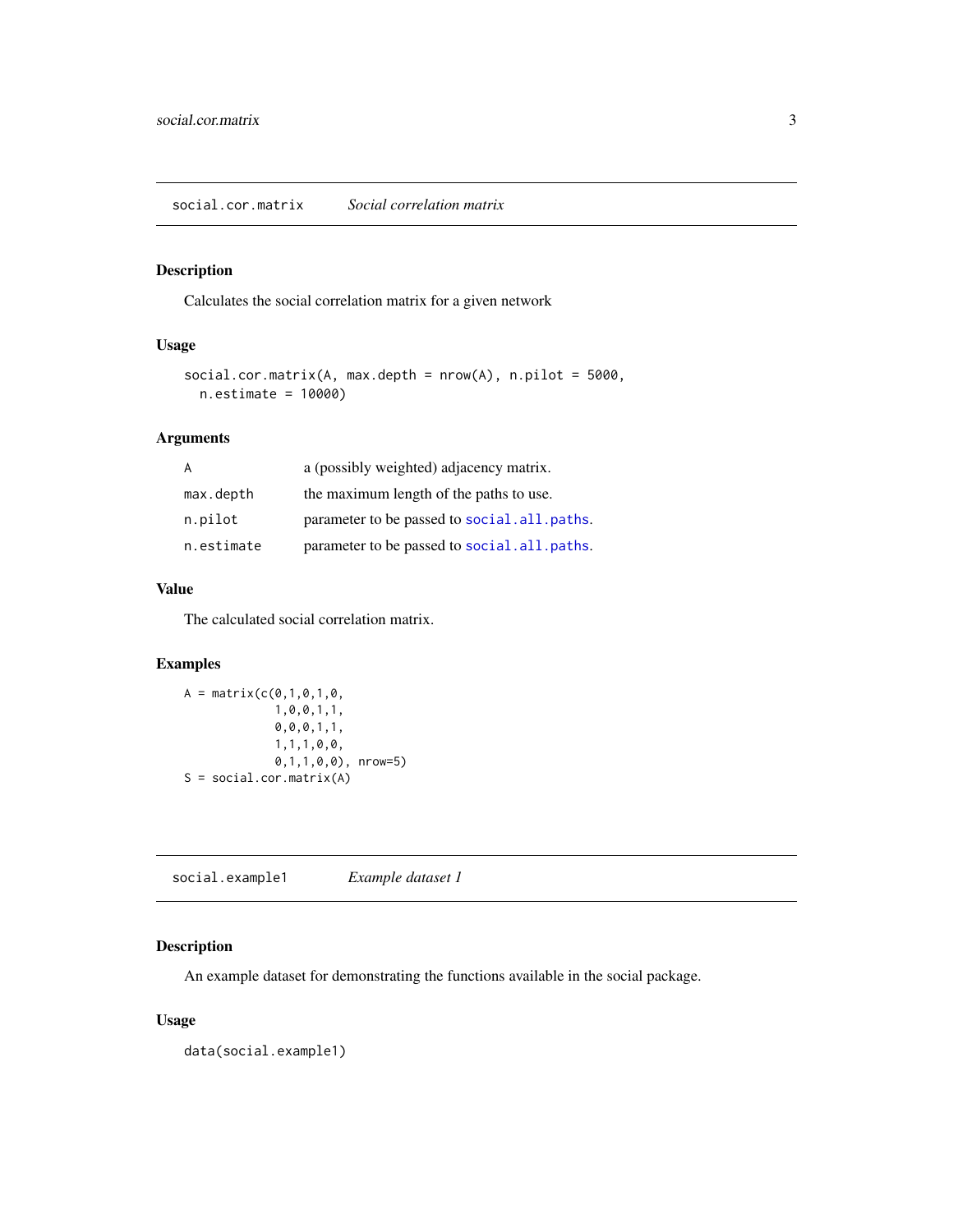## social.cor.matrix *Social correlation matrix*

### Description

Calculates the social correlation matrix for a given network

### Usage

```
social.cor.matrix(A, max.depth = nrow(A), n.pilot = 5000,
  n.estimate = 10000)
```

### Arguments

| | |
|---|---|
| A | a (possibly weighted) adjacency matrix. |
| max.depth | the maximum length of the paths to use. |
| n.pilot | parameter to be passed to social.all.paths. |
| n.estimate | parameter to be passed to social.all.paths. |

### Value

The calculated social correlation matrix.

### Examples

```
A = matrix(c(0,1,0,1,0,
             1,0,0,1,1,
             0,0,0,1,1,
             1,1,1,0,0,
             0,1,1,0,0), nrow=5)
S = social.cor.matrix(A)
```

## social.example1 *Example dataset 1*

### Description

An example dataset for demonstrating the functions available in the social package.

### Usage

```
data(social.example1)
```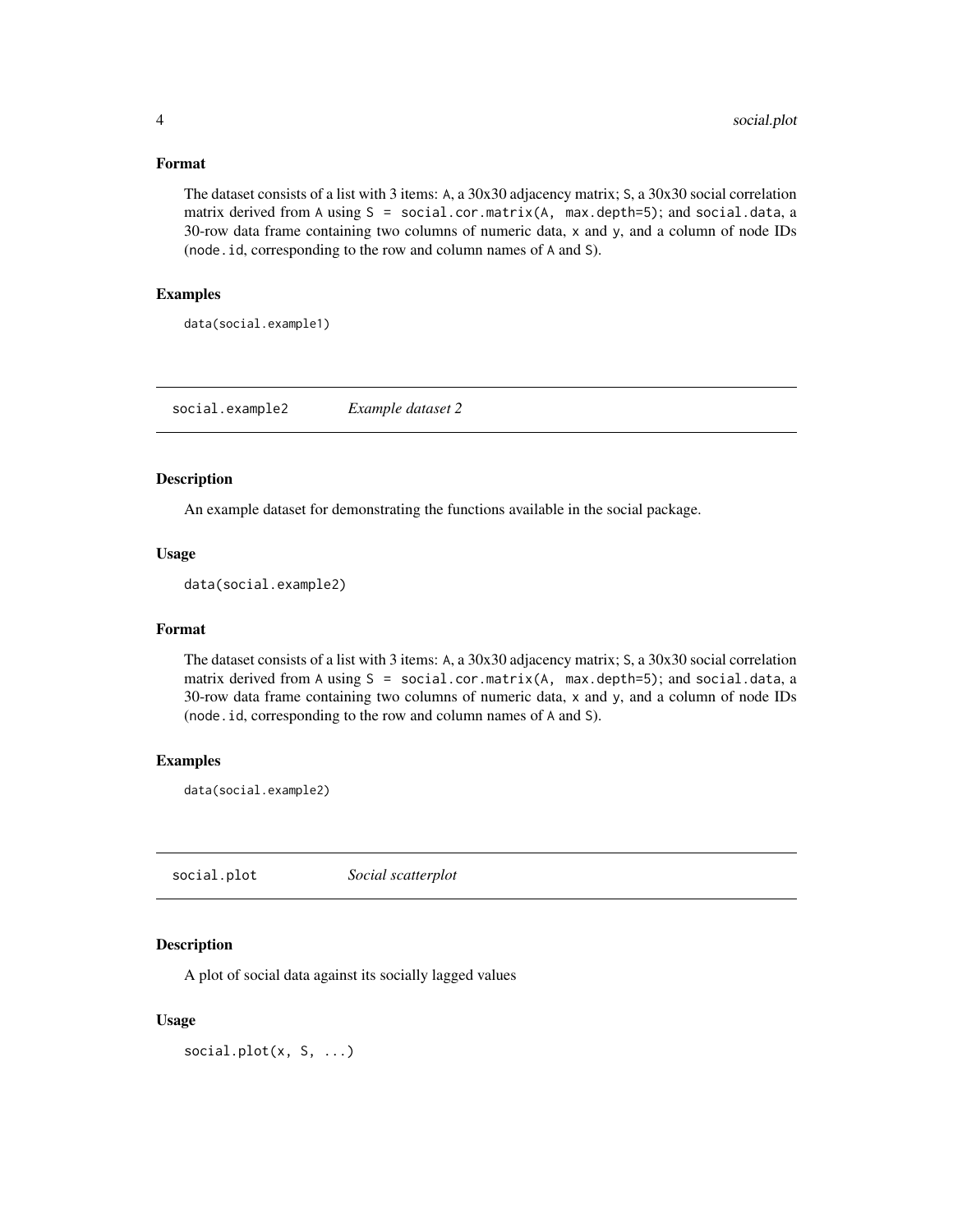### Format

The dataset consists of a list with 3 items: `A`, a 30x30 adjacency matrix; `S`, a 30x30 social correlation matrix derived from `A` using `S = social.cor.matrix(A, max.depth=5)`; and `social.data`, a 30-row data frame containing two columns of numeric data, `x` and `y`, and a column of node IDs (`node.id`, corresponding to the row and column names of `A` and `S`).

### Examples

```
data(social.example1)
```

---

## social.example2 *Example dataset 2*

### Description

An example dataset for demonstrating the functions available in the social package.

### Usage

```
data(social.example2)
```

### Format

The dataset consists of a list with 3 items: `A`, a 30x30 adjacency matrix; `S`, a 30x30 social correlation matrix derived from `A` using `S = social.cor.matrix(A, max.depth=5)`; and `social.data`, a 30-row data frame containing two columns of numeric data, `x` and `y`, and a column of node IDs (`node.id`, corresponding to the row and column names of `A` and `S`).

### Examples

```
data(social.example2)
```

---

## social.plot *Social scatterplot*

### Description

A plot of social data against its socially lagged values

### Usage

```
social.plot(x, S, ...)
```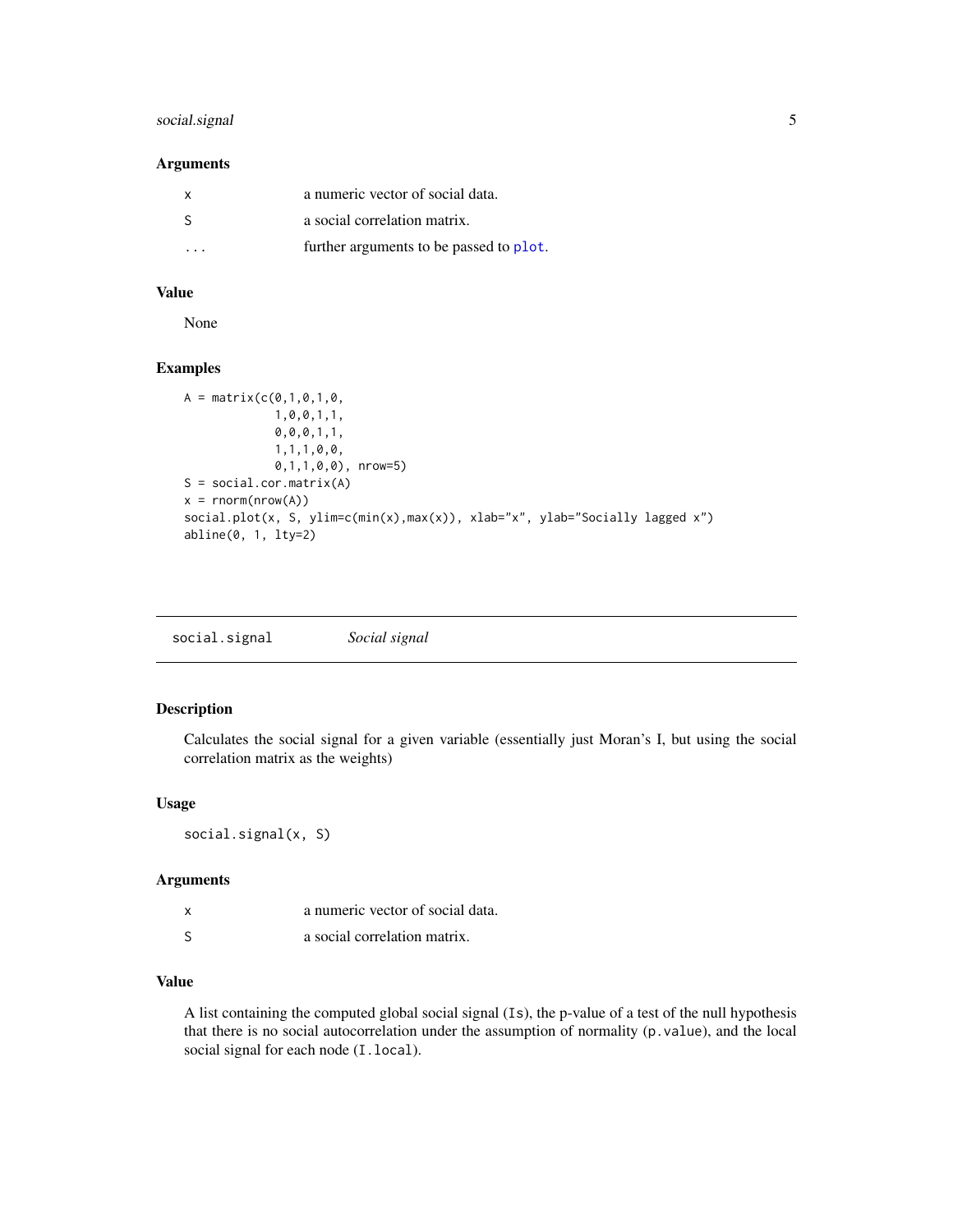### Arguments

| | |
|---|---|
| x | a numeric vector of social data. |
| S | a social correlation matrix. |
| ... | further arguments to be passed to plot. |

### Value

None

### Examples

```
A = matrix(c(0,1,0,1,0,
             1,0,0,1,1,
             0,0,0,1,1,
             1,1,1,0,0,
             0,1,1,0,0), nrow=5)
S = social.cor.matrix(A)
x = rnorm(nrow(A))
social.plot(x, S, ylim=c(min(x),max(x)), xlab="x", ylab="Socially lagged x")
abline(0, 1, lty=2)
```

---

## social.signal    *Social signal*

### Description

Calculates the social signal for a given variable (essentially just Moran's I, but using the social correlation matrix as the weights)

### Usage

```
social.signal(x, S)
```

### Arguments

| | |
|---|---|
| x | a numeric vector of social data. |
| S | a social correlation matrix. |

### Value

A list containing the computed global social signal (`Is`), the p-value of a test of the null hypothesis that there is no social autocorrelation under the assumption of normality (`p.value`), and the local social signal for each node (`I.local`).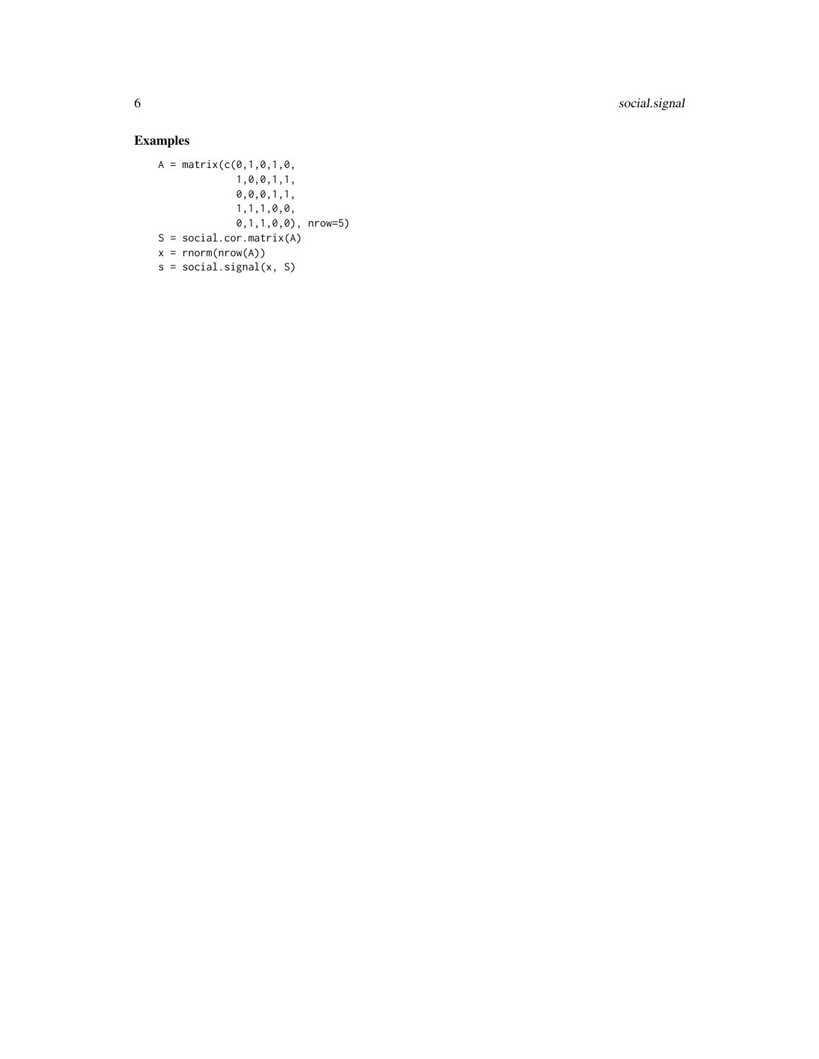## Examples

```
A = matrix(c(0,1,0,1,0,
             1,0,0,1,1,
             0,0,0,1,1,
             1,1,1,0,0,
             0,1,1,0,0), nrow=5)
S = social.cor.matrix(A)
x = rnorm(nrow(A))
s = social.signal(x, S)
```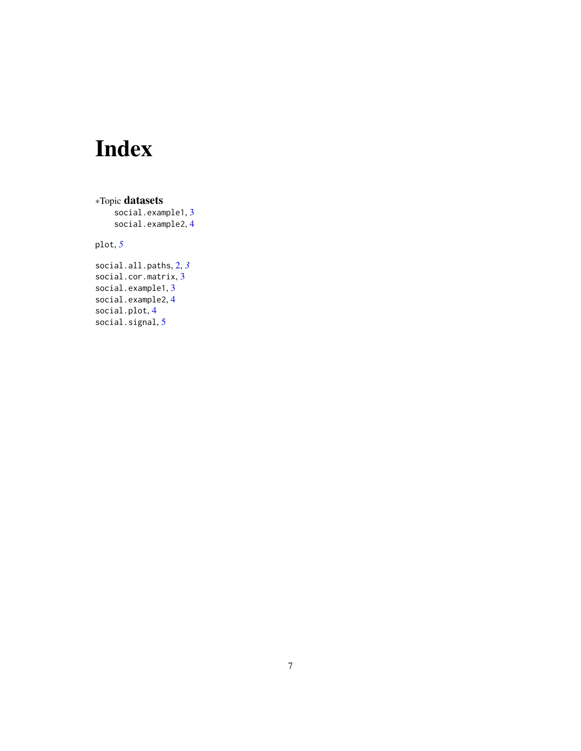# Index

*Topic **datasets**
    social.example1, 3
    social.example2, 4

plot, *5*

social.all.paths, 2, *3*
social.cor.matrix, 3
social.example1, 3
social.example2, 4
social.plot, 4
social.signal, 5